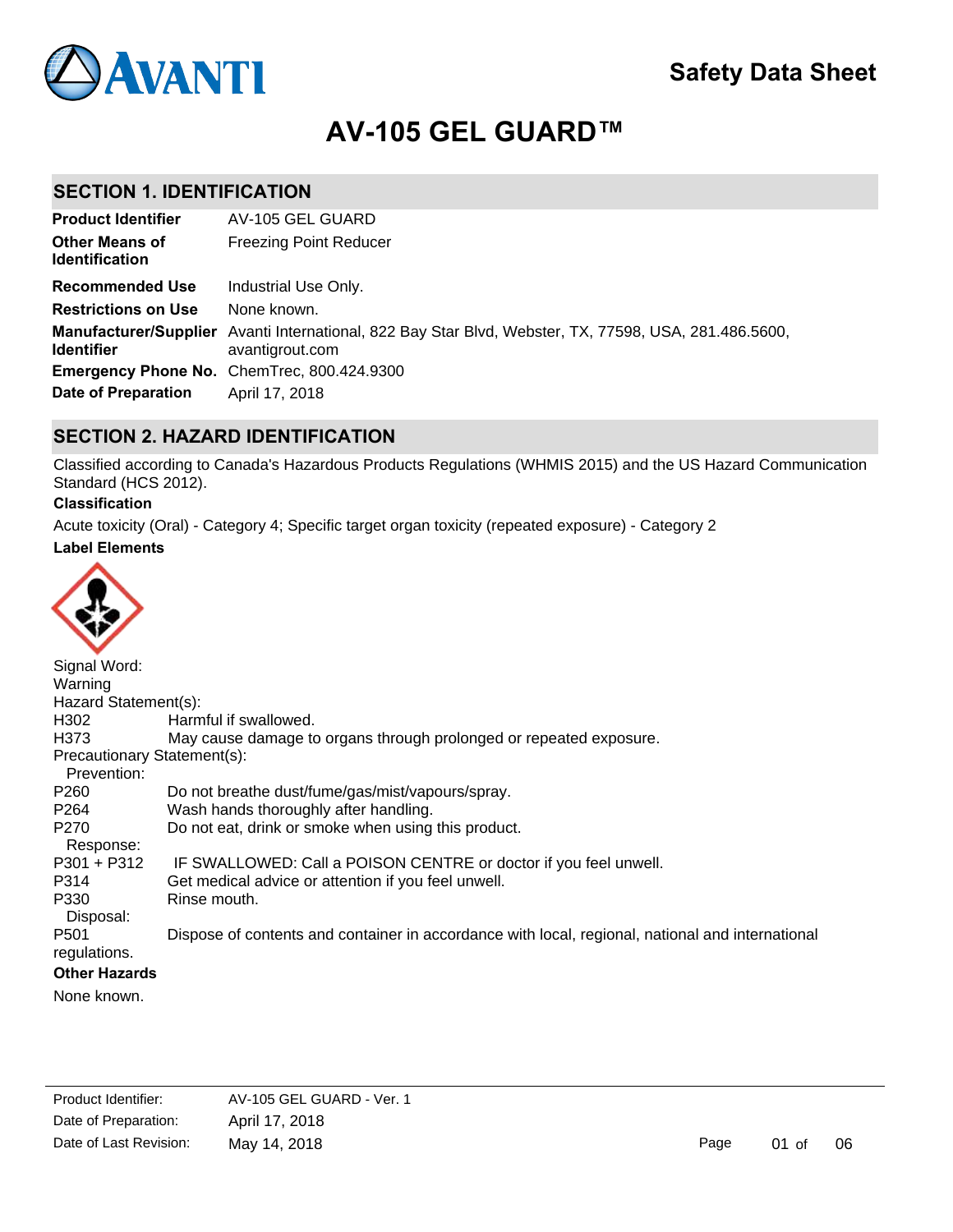# Safety Data Sheet

# AV-105 GEL GUARD™

## SECTION 1. IDENTIFICATION

| | |
|---|---|
| **Product Identifier** | AV-105 GEL GUARD |
| **Other Means of Identification** | Freezing Point Reducer |
| **Recommended Use** | Industrial Use Only. |
| **Restrictions on Use** | None known. |
| **Manufacturer/Supplier Identifier** | Avanti International, 822 Bay Star Blvd, Webster, TX, 77598, USA, 281.486.5600, avantigrout.com |
| **Emergency Phone No.** | ChemTrec, 800.424.9300 |
| **Date of Preparation** | April 17, 2018 |

## SECTION 2. HAZARD IDENTIFICATION

Classified according to Canada's Hazardous Products Regulations (WHMIS 2015) and the US Hazard Communication Standard (HCS 2012).

**Classification**

Acute toxicity (Oral) - Category 4; Specific target organ toxicity (repeated exposure) - Category 2

**Label Elements**

Signal Word:
Warning

Hazard Statement(s):

| | |
|---|---|
| H302 | Harmful if swallowed. |
| H373 | May cause damage to organs through prolonged or repeated exposure. |

Precautionary Statement(s):

Prevention:

| | |
|---|---|
| P260 | Do not breathe dust/fume/gas/mist/vapours/spray. |
| P264 | Wash hands thoroughly after handling. |
| P270 | Do not eat, drink or smoke when using this product. |

Response:

| | |
|---|---|
| P301 + P312 | IF SWALLOWED: Call a POISON CENTRE or doctor if you feel unwell. |
| P314 | Get medical advice or attention if you feel unwell. |
| P330 | Rinse mouth. |

Disposal:

| | |
|---|---|
| P501 | Dispose of contents and container in accordance with local, regional, national and international regulations. |

**Other Hazards**

None known.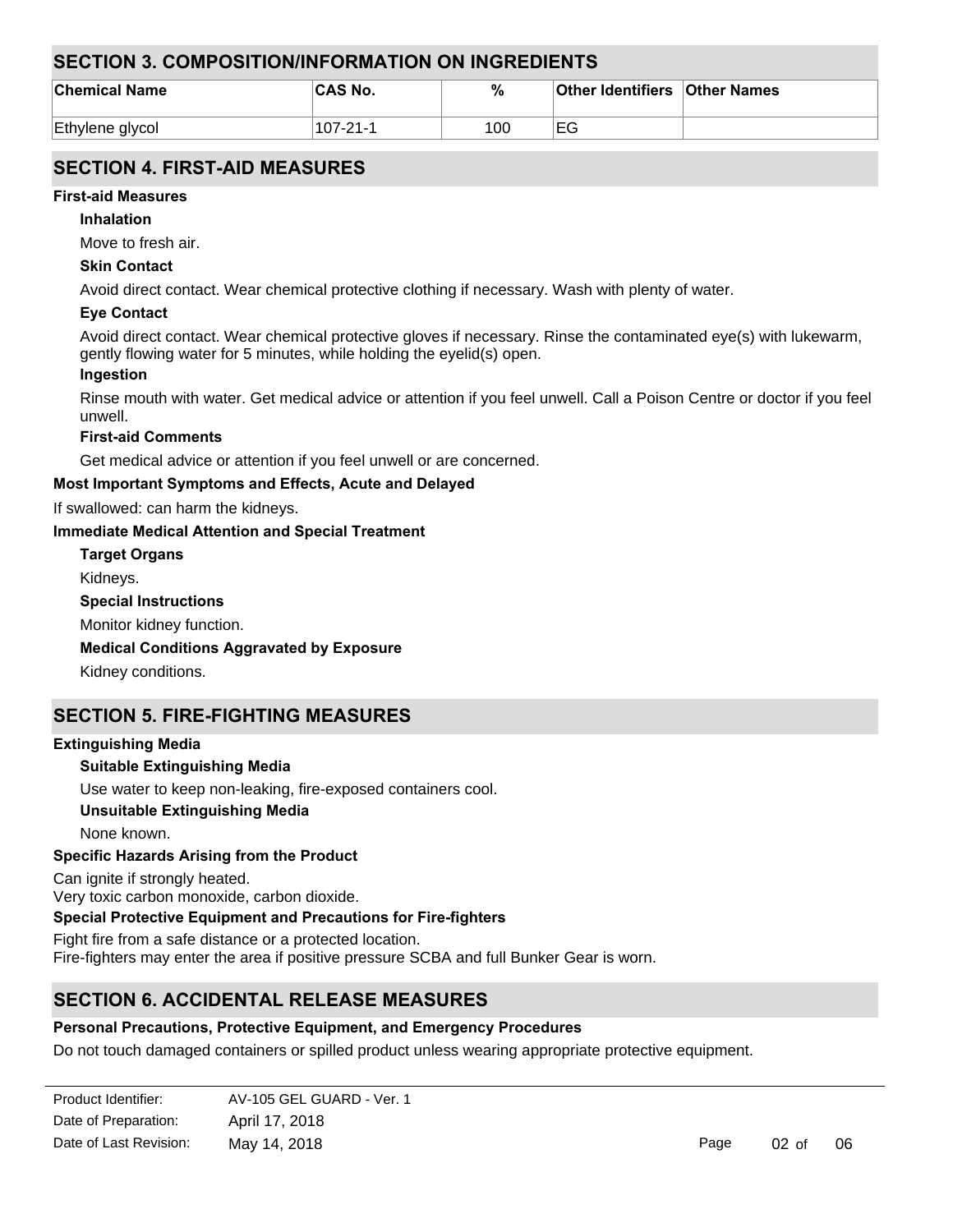## SECTION 3. COMPOSITION/INFORMATION ON INGREDIENTS

| Chemical Name | CAS No. | % | Other Identifiers | Other Names |
|---|---|---|---|---|
| Ethylene glycol | 107-21-1 | 100 | EG | |

## SECTION 4. FIRST-AID MEASURES

**First-aid Measures**

**Inhalation**

Move to fresh air.

**Skin Contact**

Avoid direct contact. Wear chemical protective clothing if necessary. Wash with plenty of water.

**Eye Contact**

Avoid direct contact. Wear chemical protective gloves if necessary. Rinse the contaminated eye(s) with lukewarm, gently flowing water for 5 minutes, while holding the eyelid(s) open.

**Ingestion**

Rinse mouth with water. Get medical advice or attention if you feel unwell. Call a Poison Centre or doctor if you feel unwell.

**First-aid Comments**

Get medical advice or attention if you feel unwell or are concerned.

**Most Important Symptoms and Effects, Acute and Delayed**

If swallowed: can harm the kidneys.

**Immediate Medical Attention and Special Treatment**

**Target Organs**

Kidneys.

**Special Instructions**

Monitor kidney function.

**Medical Conditions Aggravated by Exposure**

Kidney conditions.

## SECTION 5. FIRE-FIGHTING MEASURES

**Extinguishing Media**

**Suitable Extinguishing Media**

Use water to keep non-leaking, fire-exposed containers cool.

**Unsuitable Extinguishing Media**

None known.

**Specific Hazards Arising from the Product**

Can ignite if strongly heated.
Very toxic carbon monoxide, carbon dioxide.

**Special Protective Equipment and Precautions for Fire-fighters**

Fight fire from a safe distance or a protected location.
Fire-fighters may enter the area if positive pressure SCBA and full Bunker Gear is worn.

## SECTION 6. ACCIDENTAL RELEASE MEASURES

**Personal Precautions, Protective Equipment, and Emergency Procedures**

Do not touch damaged containers or spilled product unless wearing appropriate protective equipment.

| Product Identifier: | AV-105 GEL GUARD - Ver. 1 |
|---|---|
| Date of Preparation: | April 17, 2018 |
| Date of Last Revision: | May 14, 2018 |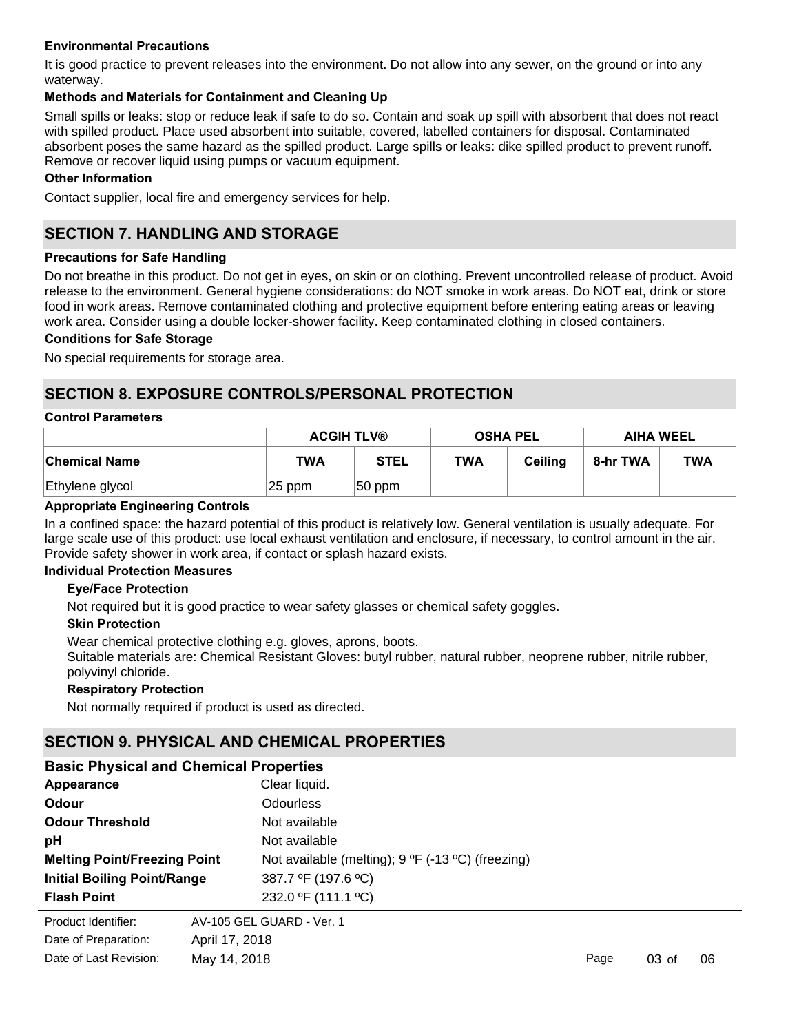#### Environmental Precautions

It is good practice to prevent releases into the environment. Do not allow into any sewer, on the ground or into any waterway.

#### Methods and Materials for Containment and Cleaning Up

Small spills or leaks: stop or reduce leak if safe to do so. Contain and soak up spill with absorbent that does not react with spilled product. Place used absorbent into suitable, covered, labelled containers for disposal. Contaminated absorbent poses the same hazard as the spilled product. Large spills or leaks: dike spilled product to prevent runoff. Remove or recover liquid using pumps or vacuum equipment.

#### Other Information

Contact supplier, local fire and emergency services for help.

## SECTION 7. HANDLING AND STORAGE

#### Precautions for Safe Handling

Do not breathe in this product. Do not get in eyes, on skin or on clothing. Prevent uncontrolled release of product. Avoid release to the environment. General hygiene considerations: do NOT smoke in work areas. Do NOT eat, drink or store food in work areas. Remove contaminated clothing and protective equipment before entering eating areas or leaving work area. Consider using a double locker-shower facility. Keep contaminated clothing in closed containers.

#### Conditions for Safe Storage

No special requirements for storage area.

## SECTION 8. EXPOSURE CONTROLS/PERSONAL PROTECTION

#### Control Parameters

| | ACGIH TLV® | | OSHA PEL | | AIHA WEEL | |
|---|---|---|---|---|---|---|
| **Chemical Name** | **TWA** | **STEL** | **TWA** | **Ceiling** | **8-hr TWA** | **TWA** |
| Ethylene glycol | 25 ppm | 50 ppm | | | | |

#### Appropriate Engineering Controls

In a confined space: the hazard potential of this product is relatively low. General ventilation is usually adequate. For large scale use of this product: use local exhaust ventilation and enclosure, if necessary, to control amount in the air. Provide safety shower in work area, if contact or splash hazard exists.

#### Individual Protection Measures

**Eye/Face Protection**

Not required but it is good practice to wear safety glasses or chemical safety goggles.

**Skin Protection**

Wear chemical protective clothing e.g. gloves, aprons, boots.
Suitable materials are: Chemical Resistant Gloves: butyl rubber, natural rubber, neoprene rubber, nitrile rubber, polyvinyl chloride.

**Respiratory Protection**

Not normally required if product is used as directed.

## SECTION 9. PHYSICAL AND CHEMICAL PROPERTIES

### Basic Physical and Chemical Properties

| | |
|---|---|
| **Appearance** | Clear liquid. |
| **Odour** | Odourless |
| **Odour Threshold** | Not available |
| **pH** | Not available |
| **Melting Point/Freezing Point** | Not available (melting); 9 ºF (-13 ºC) (freezing) |
| **Initial Boiling Point/Range** | 387.7 ºF (197.6 ºC) |
| **Flash Point** | 232.0 ºF (111.1 ºC) |

Product Identifier: AV-105 GEL GUARD - Ver. 1
Date of Preparation: April 17, 2018
Date of Last Revision: May 14, 2018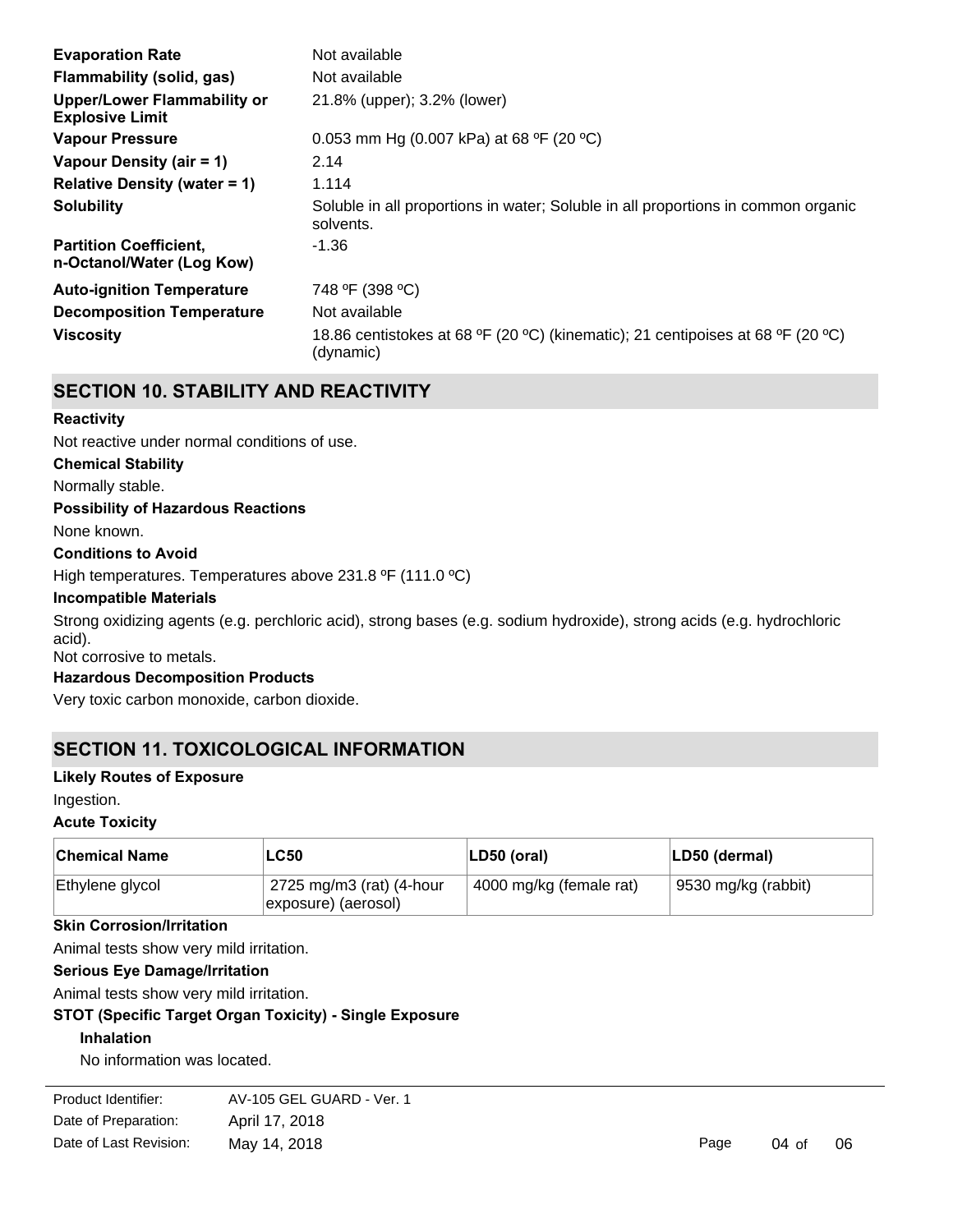| | |
|---|---|
| **Evaporation Rate** | Not available |
| **Flammability (solid, gas)** | Not available |
| **Upper/Lower Flammability or Explosive Limit** | 21.8% (upper); 3.2% (lower) |
| **Vapour Pressure** | 0.053 mm Hg (0.007 kPa) at 68 ºF (20 ºC) |
| **Vapour Density (air = 1)** | 2.14 |
| **Relative Density (water = 1)** | 1.114 |
| **Solubility** | Soluble in all proportions in water; Soluble in all proportions in common organic solvents. |
| **Partition Coefficient, n-Octanol/Water (Log Kow)** | -1.36 |
| **Auto-ignition Temperature** | 748 ºF (398 ºC) |
| **Decomposition Temperature** | Not available |
| **Viscosity** | 18.86 centistokes at 68 ºF (20 ºC) (kinematic); 21 centipoises at 68 ºF (20 ºC) (dynamic) |

## SECTION 10. STABILITY AND REACTIVITY

**Reactivity**

Not reactive under normal conditions of use.

**Chemical Stability**

Normally stable.

**Possibility of Hazardous Reactions**

None known.

**Conditions to Avoid**

High temperatures. Temperatures above 231.8 ºF (111.0 ºC)

**Incompatible Materials**

Strong oxidizing agents (e.g. perchloric acid), strong bases (e.g. sodium hydroxide), strong acids (e.g. hydrochloric acid).
Not corrosive to metals.

**Hazardous Decomposition Products**

Very toxic carbon monoxide, carbon dioxide.

## SECTION 11. TOXICOLOGICAL INFORMATION

**Likely Routes of Exposure**

Ingestion.

**Acute Toxicity**

| Chemical Name | LC50 | LD50 (oral) | LD50 (dermal) |
|---|---|---|---|
| Ethylene glycol | 2725 mg/m3 (rat) (4-hour exposure) (aerosol) | 4000 mg/kg (female rat) | 9530 mg/kg (rabbit) |

**Skin Corrosion/Irritation**

Animal tests show very mild irritation.

**Serious Eye Damage/Irritation**

Animal tests show very mild irritation.

**STOT (Specific Target Organ Toxicity) - Single Exposure**

**Inhalation**

No information was located.

| | |
|---|---|
| Product Identifier: | AV-105 GEL GUARD - Ver. 1 |
| Date of Preparation: | April 17, 2018 |
| Date of Last Revision: | May 14, 2018 |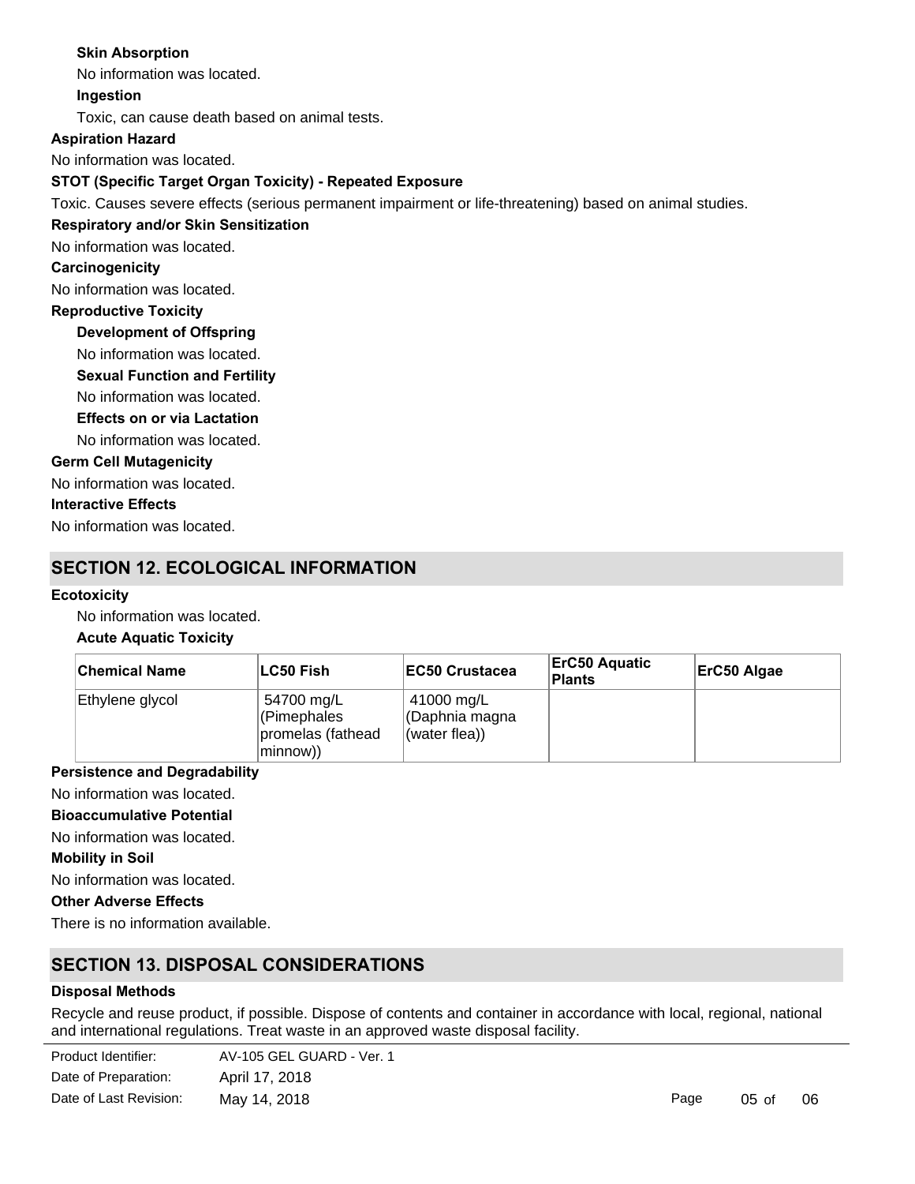**Skin Absorption**

No information was located.

**Ingestion**

Toxic, can cause death based on animal tests.

**Aspiration Hazard**

No information was located.

**STOT (Specific Target Organ Toxicity) - Repeated Exposure**

Toxic. Causes severe effects (serious permanent impairment or life-threatening) based on animal studies.

**Respiratory and/or Skin Sensitization**

No information was located.

**Carcinogenicity**

No information was located.

**Reproductive Toxicity**

**Development of Offspring**

No information was located.

**Sexual Function and Fertility**

No information was located.

**Effects on or via Lactation**

No information was located.

**Germ Cell Mutagenicity**

No information was located.

**Interactive Effects**

No information was located.

## SECTION 12. ECOLOGICAL INFORMATION

**Ecotoxicity**

No information was located.

**Acute Aquatic Toxicity**

| Chemical Name | LC50 Fish | EC50 Crustacea | ErC50 Aquatic Plants | ErC50 Algae |
|---|---|---|---|---|
| Ethylene glycol | 54700 mg/L (Pimephales promelas (fathead minnow)) | 41000 mg/L (Daphnia magna (water flea)) | | |

**Persistence and Degradability**

No information was located.

**Bioaccumulative Potential**

No information was located.

**Mobility in Soil**

No information was located.

**Other Adverse Effects**

There is no information available.

## SECTION 13. DISPOSAL CONSIDERATIONS

**Disposal Methods**

Recycle and reuse product, if possible. Dispose of contents and container in accordance with local, regional, national and international regulations. Treat waste in an approved waste disposal facility.

Product Identifier: AV-105 GEL GUARD - Ver. 1

Date of Preparation: April 17, 2018

Date of Last Revision: May 14, 2018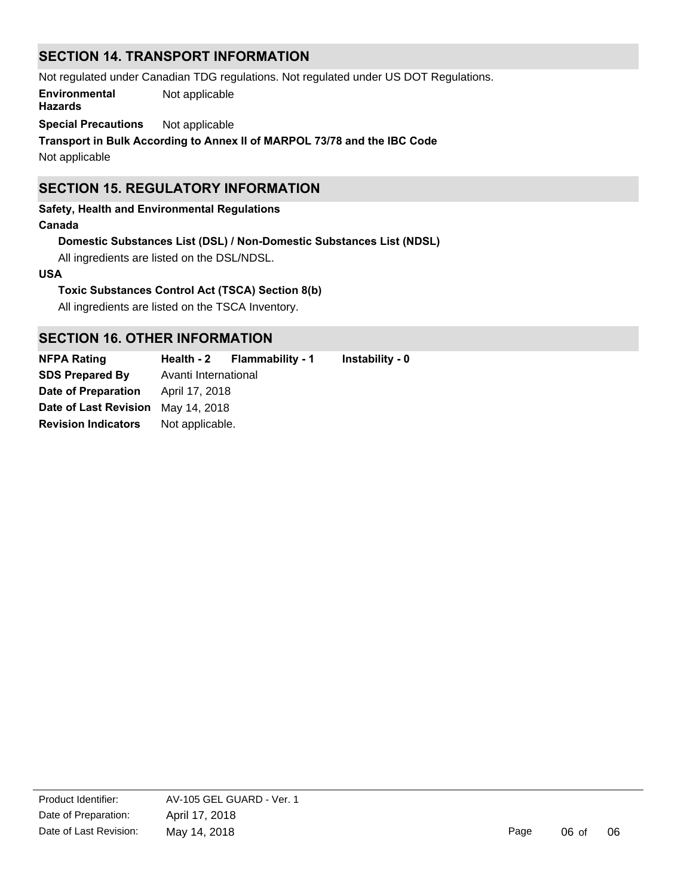## SECTION 14. TRANSPORT INFORMATION

Not regulated under Canadian TDG regulations. Not regulated under US DOT Regulations.

**Environmental Hazards** Not applicable

**Special Precautions** Not applicable

**Transport in Bulk According to Annex II of MARPOL 73/78 and the IBC Code**

Not applicable

## SECTION 15. REGULATORY INFORMATION

**Safety, Health and Environmental Regulations**

**Canada**

**Domestic Substances List (DSL) / Non-Domestic Substances List (NDSL)**

All ingredients are listed on the DSL/NDSL.

**USA**

**Toxic Substances Control Act (TSCA) Section 8(b)**

All ingredients are listed on the TSCA Inventory.

## SECTION 16. OTHER INFORMATION

**NFPA Rating** **Health - 2** **Flammability - 1** **Instability - 0**

**SDS Prepared By** Avanti International

**Date of Preparation** April 17, 2018

**Date of Last Revision** May 14, 2018

**Revision Indicators** Not applicable.